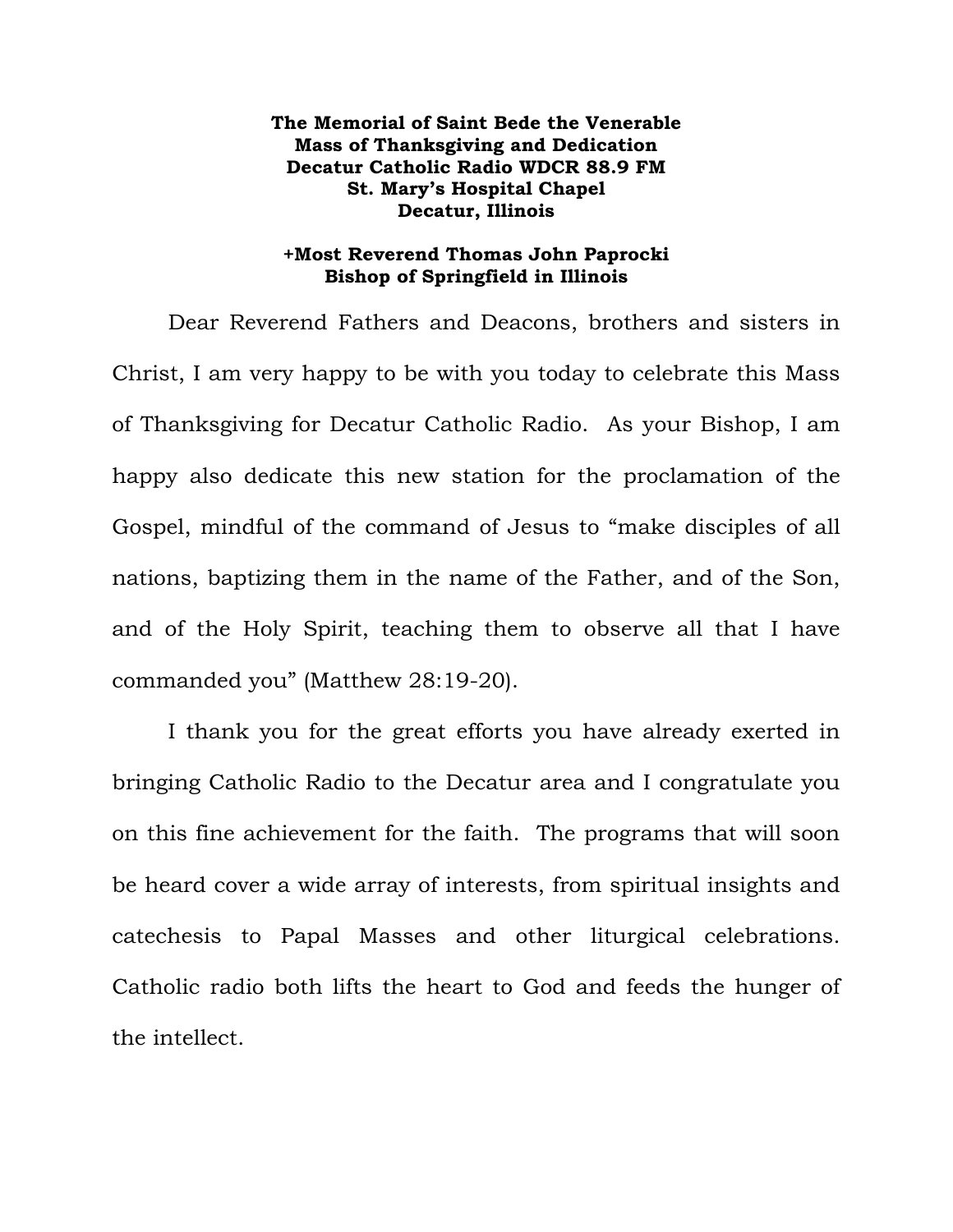**The Memorial of Saint Bede the Venerable**
**Mass of Thanksgiving and Dedication**
**Decatur Catholic Radio WDCR 88.9 FM**
**St. Mary's Hospital Chapel**
**Decatur, Illinois**

**+Most Reverend Thomas John Paprocki**
**Bishop of Springfield in Illinois**

Dear Reverend Fathers and Deacons, brothers and sisters in Christ, I am very happy to be with you today to celebrate this Mass of Thanksgiving for Decatur Catholic Radio. As your Bishop, I am happy also dedicate this new station for the proclamation of the Gospel, mindful of the command of Jesus to "make disciples of all nations, baptizing them in the name of the Father, and of the Son, and of the Holy Spirit, teaching them to observe all that I have commanded you" (Matthew 28:19-20).

I thank you for the great efforts you have already exerted in bringing Catholic Radio to the Decatur area and I congratulate you on this fine achievement for the faith. The programs that will soon be heard cover a wide array of interests, from spiritual insights and catechesis to Papal Masses and other liturgical celebrations. Catholic radio both lifts the heart to God and feeds the hunger of the intellect.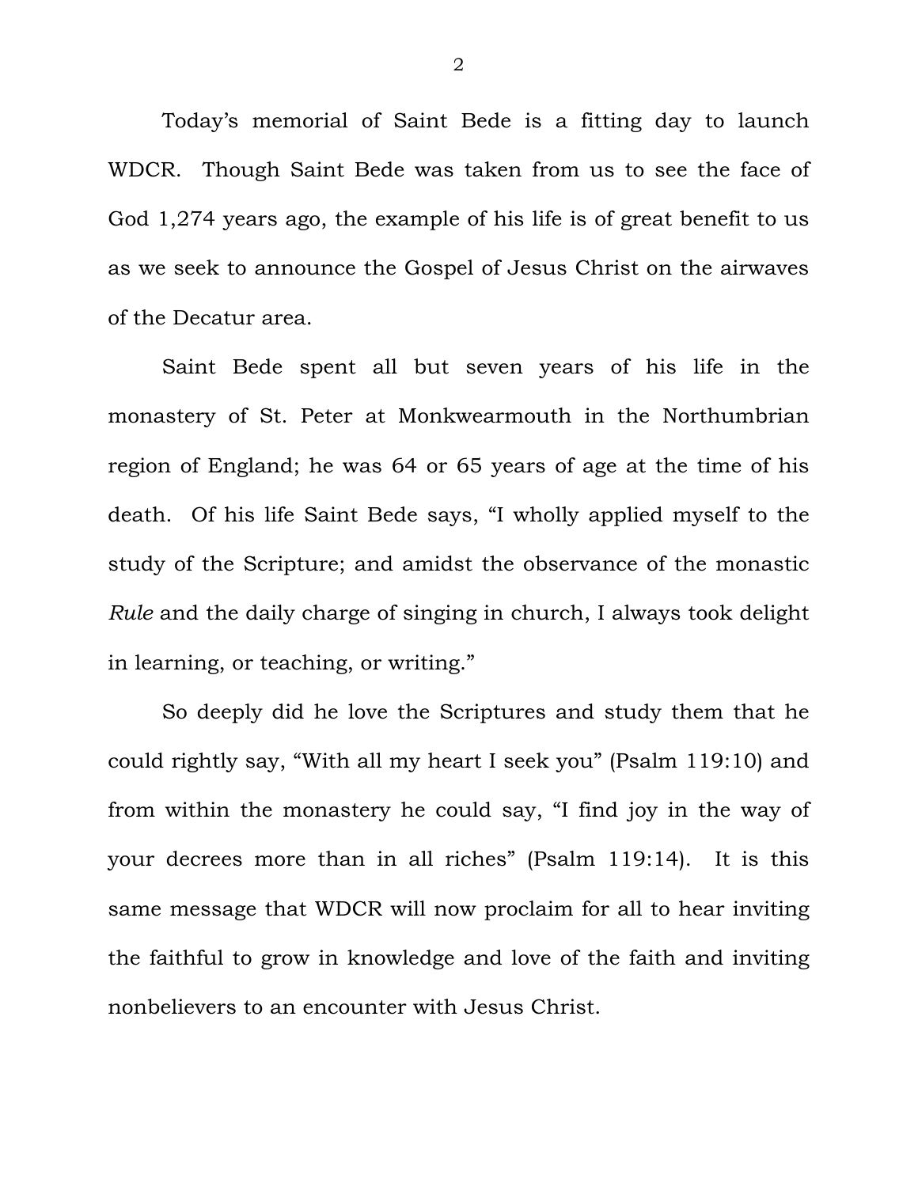Today's memorial of Saint Bede is a fitting day to launch WDCR. Though Saint Bede was taken from us to see the face of God 1,274 years ago, the example of his life is of great benefit to us as we seek to announce the Gospel of Jesus Christ on the airwaves of the Decatur area.

Saint Bede spent all but seven years of his life in the monastery of St. Peter at Monkwearmouth in the Northumbrian region of England; he was 64 or 65 years of age at the time of his death. Of his life Saint Bede says, "I wholly applied myself to the study of the Scripture; and amidst the observance of the monastic *Rule* and the daily charge of singing in church, I always took delight in learning, or teaching, or writing."

So deeply did he love the Scriptures and study them that he could rightly say, "With all my heart I seek you" (Psalm 119:10) and from within the monastery he could say, "I find joy in the way of your decrees more than in all riches" (Psalm 119:14). It is this same message that WDCR will now proclaim for all to hear inviting the faithful to grow in knowledge and love of the faith and inviting nonbelievers to an encounter with Jesus Christ.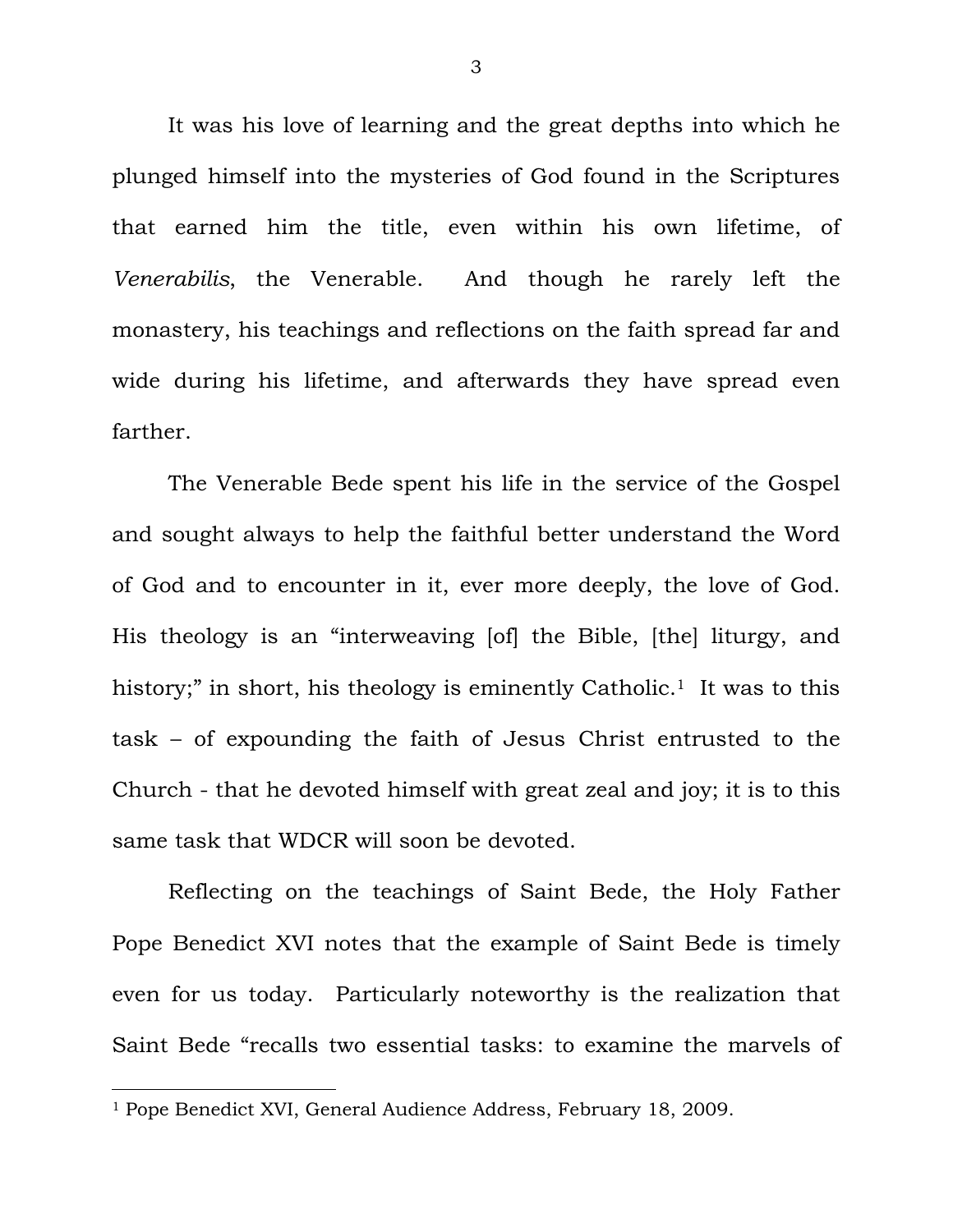It was his love of learning and the great depths into which he plunged himself into the mysteries of God found in the Scriptures that earned him the title, even within his own lifetime, of *Venerabilis*, the Venerable. And though he rarely left the monastery, his teachings and reflections on the faith spread far and wide during his lifetime, and afterwards they have spread even farther.

The Venerable Bede spent his life in the service of the Gospel and sought always to help the faithful better understand the Word of God and to encounter in it, ever more deeply, the love of God. His theology is an "interweaving [of] the Bible, [the] liturgy, and history;" in short, his theology is eminently Catholic.[1] It was to this task – of expounding the faith of Jesus Christ entrusted to the Church - that he devoted himself with great zeal and joy; it is to this same task that WDCR will soon be devoted.

Reflecting on the teachings of Saint Bede, the Holy Father Pope Benedict XVI notes that the example of Saint Bede is timely even for us today. Particularly noteworthy is the realization that Saint Bede "recalls two essential tasks: to examine the marvels of

---

[1] Pope Benedict XVI, General Audience Address, February 18, 2009.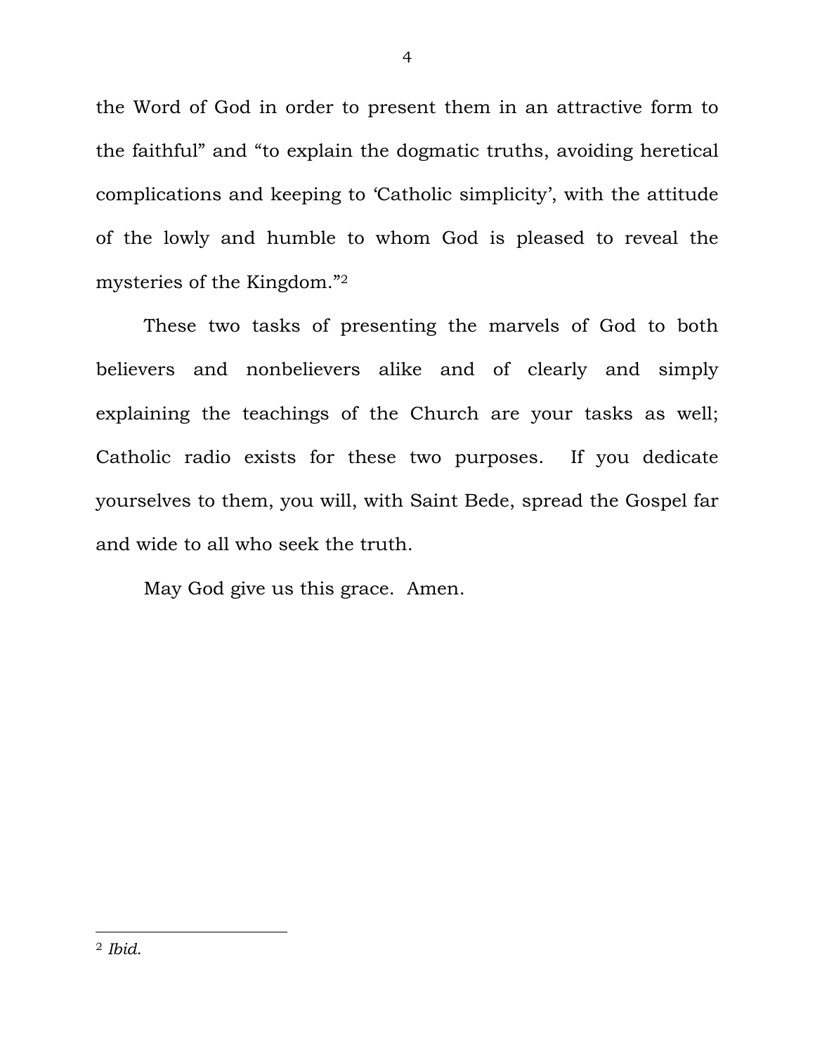the Word of God in order to present them in an attractive form to the faithful" and "to explain the dogmatic truths, avoiding heretical complications and keeping to 'Catholic simplicity', with the attitude of the lowly and humble to whom God is pleased to reveal the mysteries of the Kingdom."[2]

These two tasks of presenting the marvels of God to both believers and nonbelievers alike and of clearly and simply explaining the teachings of the Church are your tasks as well; Catholic radio exists for these two purposes. If you dedicate yourselves to them, you will, with Saint Bede, spread the Gospel far and wide to all who seek the truth.

May God give us this grace. Amen.

---

[2] *Ibid.*